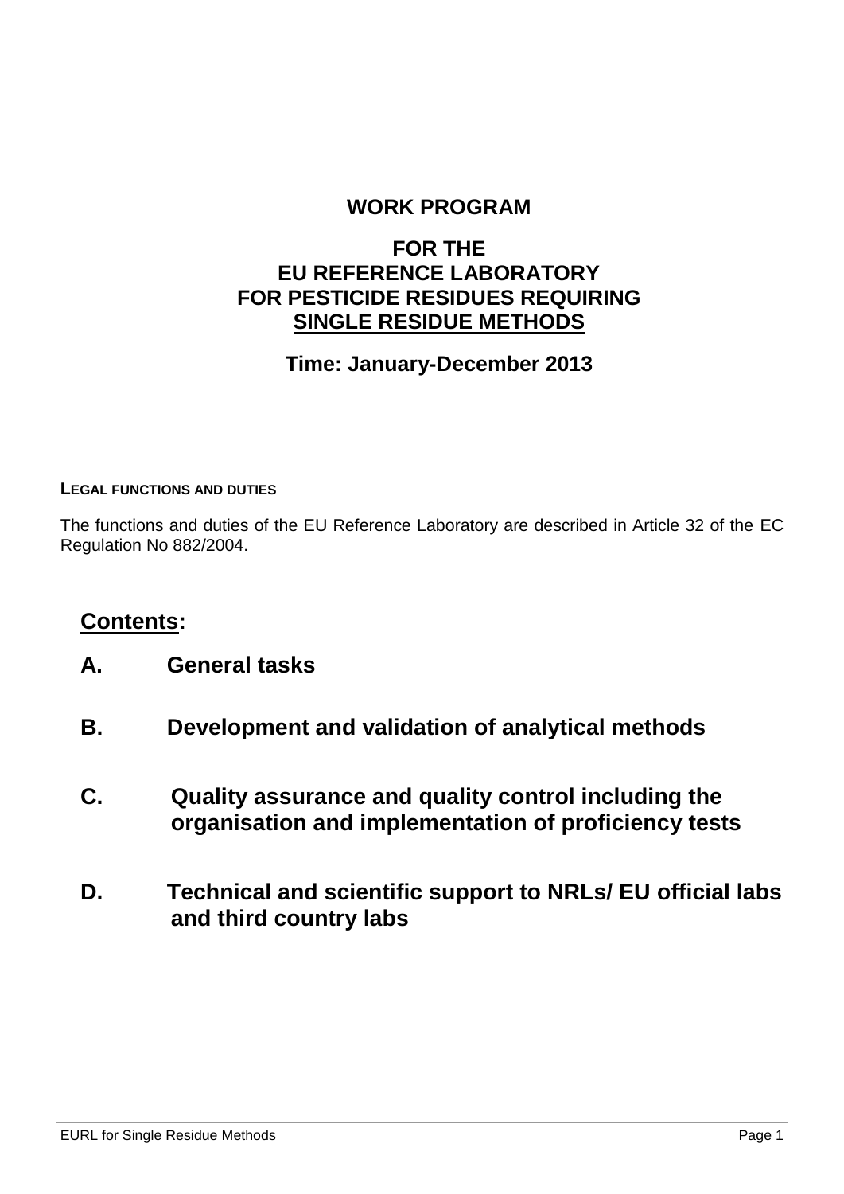# WORK PROGRAM

## FOR THE EU REFERENCE LABORATORY FOR PESTICIDE RESIDUES REQUIRING SINGLE RESIDUE METHODS

**Time: January-December 2013**

**LEGAL FUNCTIONS AND DUTIES**

The functions and duties of the EU Reference Laboratory are described in Article 32 of the EC Regulation No 882/2004.

## Contents:

**A. General tasks**

**B. Development and validation of analytical methods**

**C. Quality assurance and quality control including the organisation and implementation of proficiency tests**

**D. Technical and scientific support to NRLs/ EU official labs and third country labs**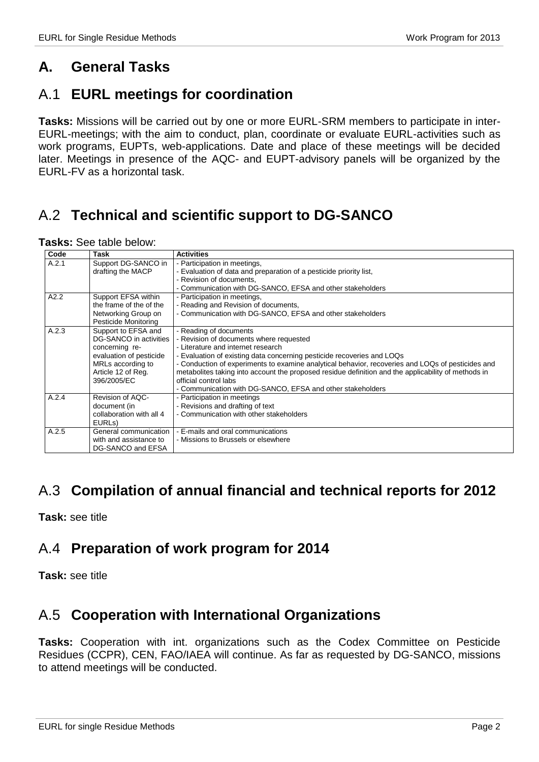# A. General Tasks

## A.1 EURL meetings for coordination

**Tasks:** Missions will be carried out by one or more EURL-SRM members to participate in inter-EURL-meetings; with the aim to conduct, plan, coordinate or evaluate EURL-activities such as work programs, EUPTs, web-applications. Date and place of these meetings will be decided later. Meetings in presence of the AQC- and EUPT-advisory panels will be organized by the EURL-FV as a horizontal task.

## A.2 Technical and scientific support to DG-SANCO

**Tasks:** See table below:

| Code | Task | Activities |
|---|---|---|
| A.2.1 | Support DG-SANCO in drafting the MACP | - Participation in meetings,<br>- Evaluation of data and preparation of a pesticide priority list,<br>- Revision of documents,<br>- Communication with DG-SANCO, EFSA and other stakeholders |
| A2.2 | Support EFSA within the frame of the of the Networking Group on Pesticide Monitoring | - Participation in meetings,<br>- Reading and Revision of documents,<br>- Communication with DG-SANCO, EFSA and other stakeholders |
| A.2.3 | Support to EFSA and DG-SANCO in activities concerning re-evaluation of pesticide MRLs according to Article 12 of Reg. 396/2005/EC | - Reading of documents<br>- Revision of documents where requested<br>- Literature and internet research<br>- Evaluation of existing data concerning pesticide recoveries and LOQs<br>- Conduction of experiments to examine analytical behavior, recoveries and LOQs of pesticides and metabolites taking into account the proposed residue definition and the applicability of methods in official control labs<br>- Communication with DG-SANCO, EFSA and other stakeholders |
| A.2.4 | Revision of AQC-document (in collaboration with all 4 EURLs) | - Participation in meetings<br>- Revisions and drafting of text<br>- Communication with other stakeholders |
| A.2.5 | General communication with and assistance to DG-SANCO and EFSA | - E-mails and oral communications<br>- Missions to Brussels or elsewhere |

## A.3 Compilation of annual financial and technical reports for 2012

**Task:** see title

## A.4 Preparation of work program for 2014

**Task:** see title

## A.5 Cooperation with International Organizations

**Tasks:** Cooperation with int. organizations such as the Codex Committee on Pesticide Residues (CCPR), CEN, FAO/IAEA will continue. As far as requested by DG-SANCO, missions to attend meetings will be conducted.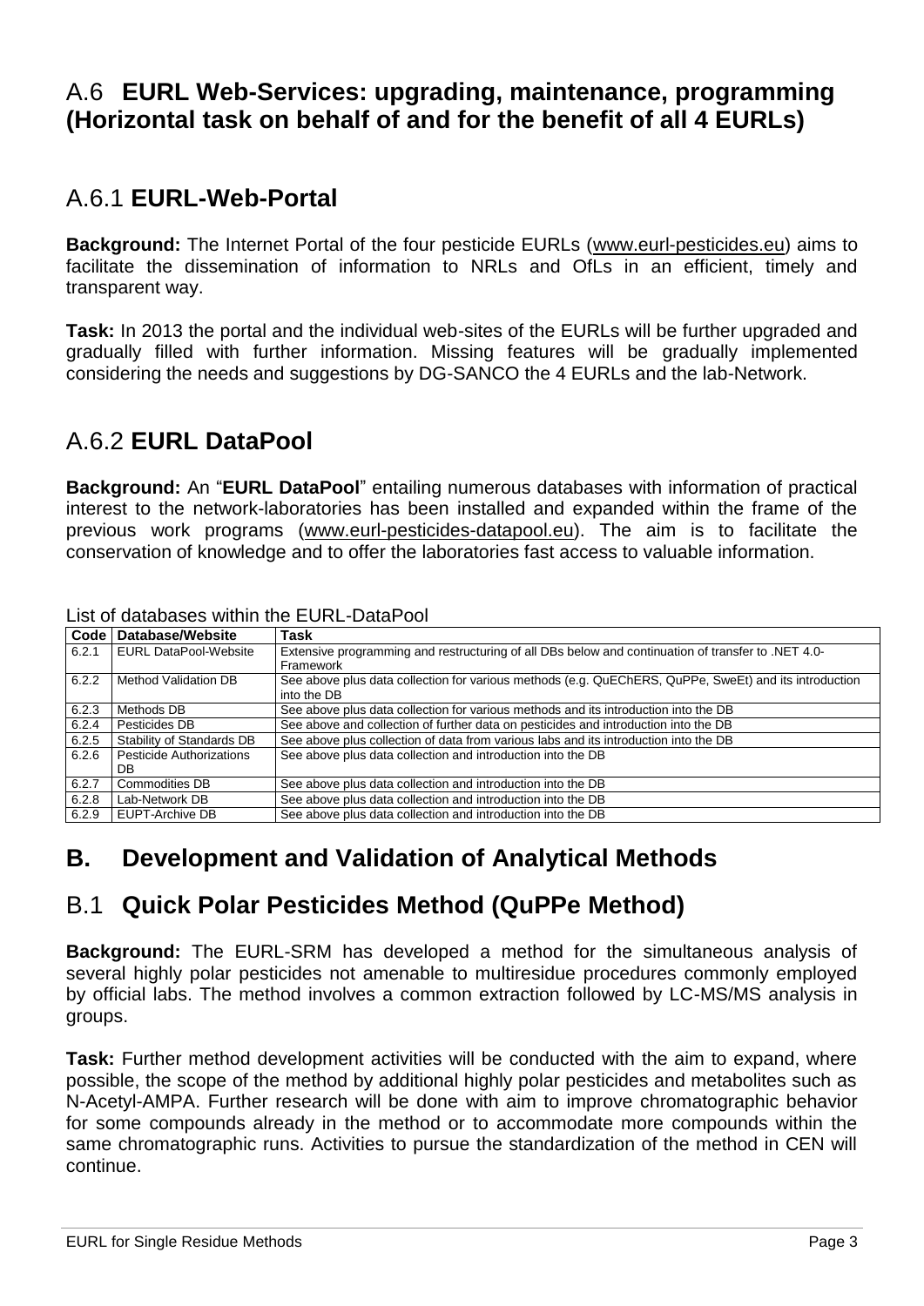## A.6 EURL Web-Services: upgrading, maintenance, programming (Horizontal task on behalf of and for the benefit of all 4 EURLs)

### A.6.1 EURL-Web-Portal

**Background:** The Internet Portal of the four pesticide EURLs (www.eurl-pesticides.eu) aims to facilitate the dissemination of information to NRLs and OfLs in an efficient, timely and transparent way.

**Task:** In 2013 the portal and the individual web-sites of the EURLs will be further upgraded and gradually filled with further information. Missing features will be gradually implemented considering the needs and suggestions by DG-SANCO the 4 EURLs and the lab-Network.

### A.6.2 EURL DataPool

**Background:** An "**EURL DataPool**" entailing numerous databases with information of practical interest to the network-laboratories has been installed and expanded within the frame of the previous work programs (www.eurl-pesticides-datapool.eu). The aim is to facilitate the conservation of knowledge and to offer the laboratories fast access to valuable information.

List of databases within the EURL-DataPool

| Code | Database/Website | Task |
|---|---|---|
| 6.2.1 | EURL DataPool-Website | Extensive programming and restructuring of all DBs below and continuation of transfer to .NET 4.0-Framework |
| 6.2.2 | Method Validation DB | See above plus data collection for various methods (e.g. QuEChERS, QuPPe, SweEt) and its introduction into the DB |
| 6.2.3 | Methods DB | See above plus data collection for various methods and its introduction into the DB |
| 6.2.4 | Pesticides DB | See above and collection of further data on pesticides and introduction into the DB |
| 6.2.5 | Stability of Standards DB | See above plus collection of data from various labs and its introduction into the DB |
| 6.2.6 | Pesticide Authorizations DB | See above plus data collection and introduction into the DB |
| 6.2.7 | Commodities DB | See above plus data collection and introduction into the DB |
| 6.2.8 | Lab-Network DB | See above plus data collection and introduction into the DB |
| 6.2.9 | EUPT-Archive DB | See above plus data collection and introduction into the DB |

# B. Development and Validation of Analytical Methods

## B.1 Quick Polar Pesticides Method (QuPPe Method)

**Background:** The EURL-SRM has developed a method for the simultaneous analysis of several highly polar pesticides not amenable to multiresidue procedures commonly employed by official labs. The method involves a common extraction followed by LC-MS/MS analysis in groups.

**Task:** Further method development activities will be conducted with the aim to expand, where possible, the scope of the method by additional highly polar pesticides and metabolites such as N-Acetyl-AMPA. Further research will be done with aim to improve chromatographic behavior for some compounds already in the method or to accommodate more compounds within the same chromatographic runs. Activities to pursue the standardization of the method in CEN will continue.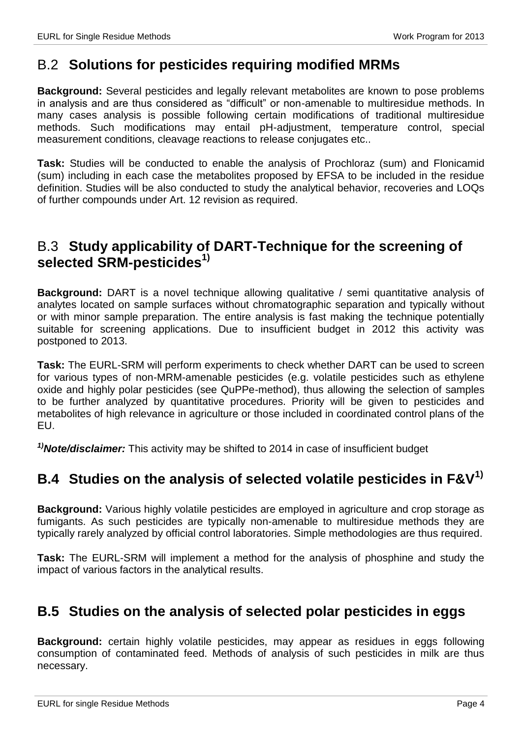## B.2 **Solutions for pesticides requiring modified MRMs**

**Background:** Several pesticides and legally relevant metabolites are known to pose problems in analysis and are thus considered as "difficult" or non-amenable to multiresidue methods. In many cases analysis is possible following certain modifications of traditional multiresidue methods. Such modifications may entail pH-adjustment, temperature control, special measurement conditions, cleavage reactions to release conjugates etc..

**Task:** Studies will be conducted to enable the analysis of Prochloraz (sum) and Flonicamid (sum) including in each case the metabolites proposed by EFSA to be included in the residue definition. Studies will be also conducted to study the analytical behavior, recoveries and LOQs of further compounds under Art. 12 revision as required.

## B.3 **Study applicability of DART-Technique for the screening of selected SRM-pesticides[1)]**

**Background:** DART is a novel technique allowing qualitative / semi quantitative analysis of analytes located on sample surfaces without chromatographic separation and typically without or with minor sample preparation. The entire analysis is fast making the technique potentially suitable for screening applications. Due to insufficient budget in 2012 this activity was postponed to 2013.

**Task:** The EURL-SRM will perform experiments to check whether DART can be used to screen for various types of non-MRM-amenable pesticides (e.g. volatile pesticides such as ethylene oxide and highly polar pesticides (see QuPPe-method), thus allowing the selection of samples to be further analyzed by quantitative procedures. Priority will be given to pesticides and metabolites of high relevance in agriculture or those included in coordinated control plans of the EU.

***[1)]Note/disclaimer:*** This activity may be shifted to 2014 in case of insufficient budget

## **B.4 Studies on the analysis of selected volatile pesticides in F&V[1)]**

**Background:** Various highly volatile pesticides are employed in agriculture and crop storage as fumigants. As such pesticides are typically non-amenable to multiresidue methods they are typically rarely analyzed by official control laboratories. Simple methodologies are thus required.

**Task:** The EURL-SRM will implement a method for the analysis of phosphine and study the impact of various factors in the analytical results.

## **B.5 Studies on the analysis of selected polar pesticides in eggs**

**Background:** certain highly volatile pesticides, may appear as residues in eggs following consumption of contaminated feed. Methods of analysis of such pesticides in milk are thus necessary.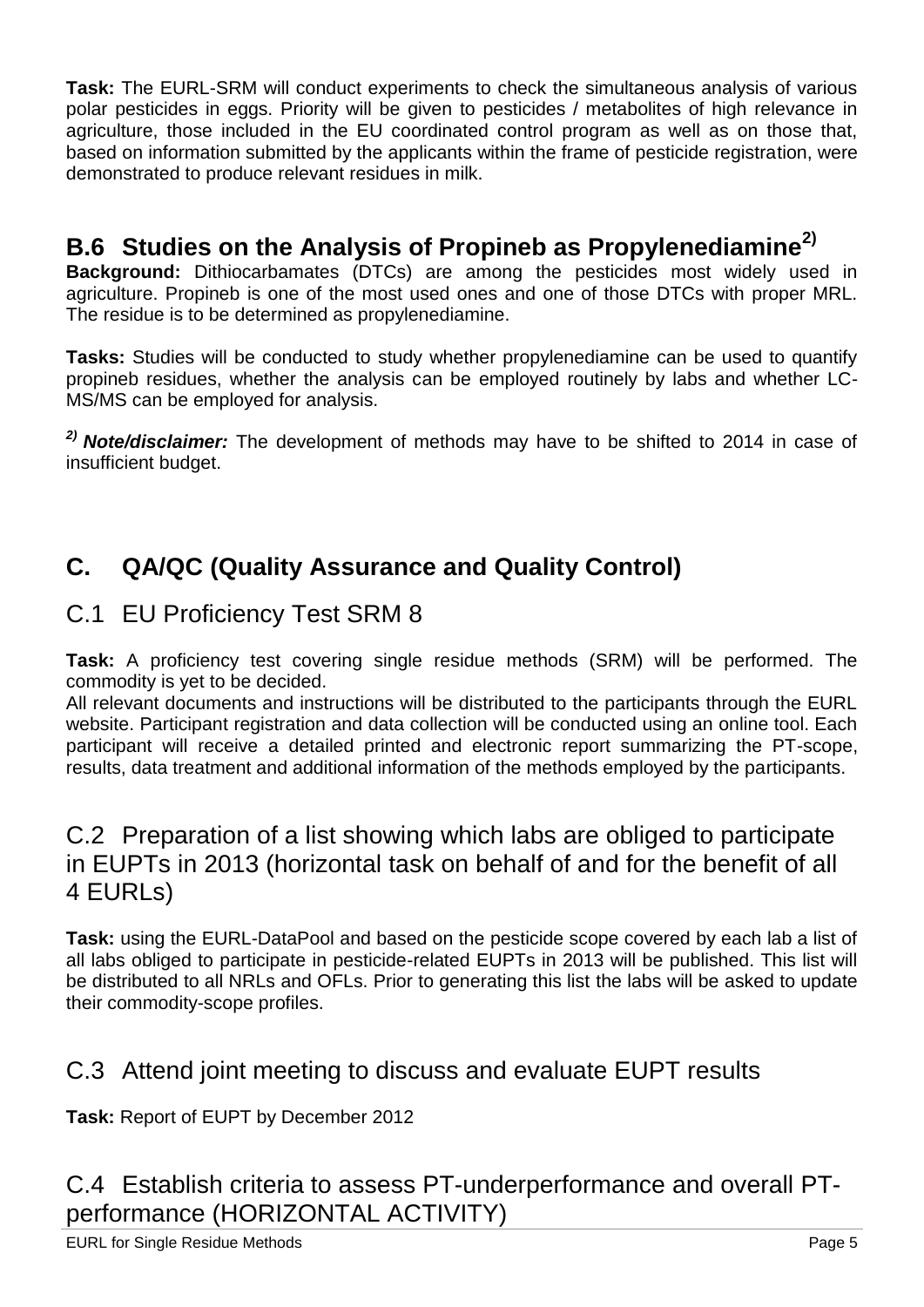**Task:** The EURL-SRM will conduct experiments to check the simultaneous analysis of various polar pesticides in eggs. Priority will be given to pesticides / metabolites of high relevance in agriculture, those included in the EU coordinated control program as well as on those that, based on information submitted by the applicants within the frame of pesticide registration, were demonstrated to produce relevant residues in milk.

## B.6 Studies on the Analysis of Propineb as Propylenediamine[2)]

**Background:** Dithiocarbamates (DTCs) are among the pesticides most widely used in agriculture. Propineb is one of the most used ones and one of those DTCs with proper MRL. The residue is to be determined as propylenediamine.

**Tasks:** Studies will be conducted to study whether propylenediamine can be used to quantify propineb residues, whether the analysis can be employed routinely by labs and whether LC-MS/MS can be employed for analysis.

***[2)] Note/disclaimer:*** The development of methods may have to be shifted to 2014 in case of insufficient budget.

# C. QA/QC (Quality Assurance and Quality Control)

## C.1 EU Proficiency Test SRM 8

**Task:** A proficiency test covering single residue methods (SRM) will be performed. The commodity is yet to be decided.

All relevant documents and instructions will be distributed to the participants through the EURL website. Participant registration and data collection will be conducted using an online tool. Each participant will receive a detailed printed and electronic report summarizing the PT-scope, results, data treatment and additional information of the methods employed by the participants.

## C.2 Preparation of a list showing which labs are obliged to participate in EUPTs in 2013 (horizontal task on behalf of and for the benefit of all 4 EURLs)

**Task:** using the EURL-DataPool and based on the pesticide scope covered by each lab a list of all labs obliged to participate in pesticide-related EUPTs in 2013 will be published. This list will be distributed to all NRLs and OFLs. Prior to generating this list the labs will be asked to update their commodity-scope profiles.

## C.3 Attend joint meeting to discuss and evaluate EUPT results

**Task:** Report of EUPT by December 2012

## C.4 Establish criteria to assess PT-underperformance and overall PT-performance (HORIZONTAL ACTIVITY)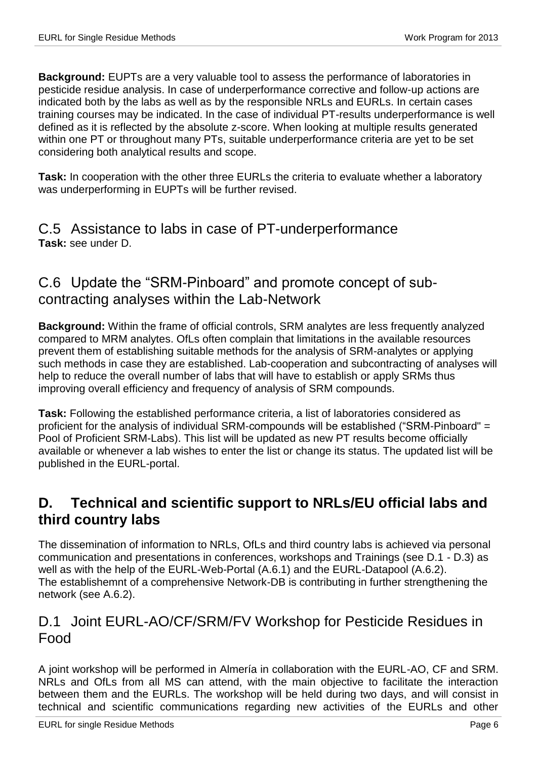**Background:** EUPTs are a very valuable tool to assess the performance of laboratories in pesticide residue analysis. In case of underperformance corrective and follow-up actions are indicated both by the labs as well as by the responsible NRLs and EURLs. In certain cases training courses may be indicated. In the case of individual PT-results underperformance is well defined as it is reflected by the absolute z-score. When looking at multiple results generated within one PT or throughout many PTs, suitable underperformance criteria are yet to be set considering both analytical results and scope.

**Task:** In cooperation with the other three EURLs the criteria to evaluate whether a laboratory was underperforming in EUPTs will be further revised.

## C.5 Assistance to labs in case of PT-underperformance

**Task:** see under D.

## C.6 Update the "SRM-Pinboard" and promote concept of sub-contracting analyses within the Lab-Network

**Background:** Within the frame of official controls, SRM analytes are less frequently analyzed compared to MRM analytes. OfLs often complain that limitations in the available resources prevent them of establishing suitable methods for the analysis of SRM-analytes or applying such methods in case they are established. Lab-cooperation and subcontracting of analyses will help to reduce the overall number of labs that will have to establish or apply SRMs thus improving overall efficiency and frequency of analysis of SRM compounds.

**Task:** Following the established performance criteria, a list of laboratories considered as proficient for the analysis of individual SRM-compounds will be established ("SRM-Pinboard" = Pool of Proficient SRM-Labs). This list will be updated as new PT results become officially available or whenever a lab wishes to enter the list or change its status. The updated list will be published in the EURL-portal.

# D. Technical and scientific support to NRLs/EU official labs and third country labs

The dissemination of information to NRLs, OfLs and third country labs is achieved via personal communication and presentations in conferences, workshops and Trainings (see D.1 - D.3) as well as with the help of the EURL-Web-Portal (A.6.1) and the EURL-Datapool (A.6.2).
The establishemnt of a comprehensive Network-DB is contributing in further strengthening the network (see A.6.2).

## D.1 Joint EURL-AO/CF/SRM/FV Workshop for Pesticide Residues in Food

A joint workshop will be performed in Almería in collaboration with the EURL-AO, CF and SRM. NRLs and OfLs from all MS can attend, with the main objective to facilitate the interaction between them and the EURLs. The workshop will be held during two days, and will consist in technical and scientific communications regarding new activities of the EURLs and other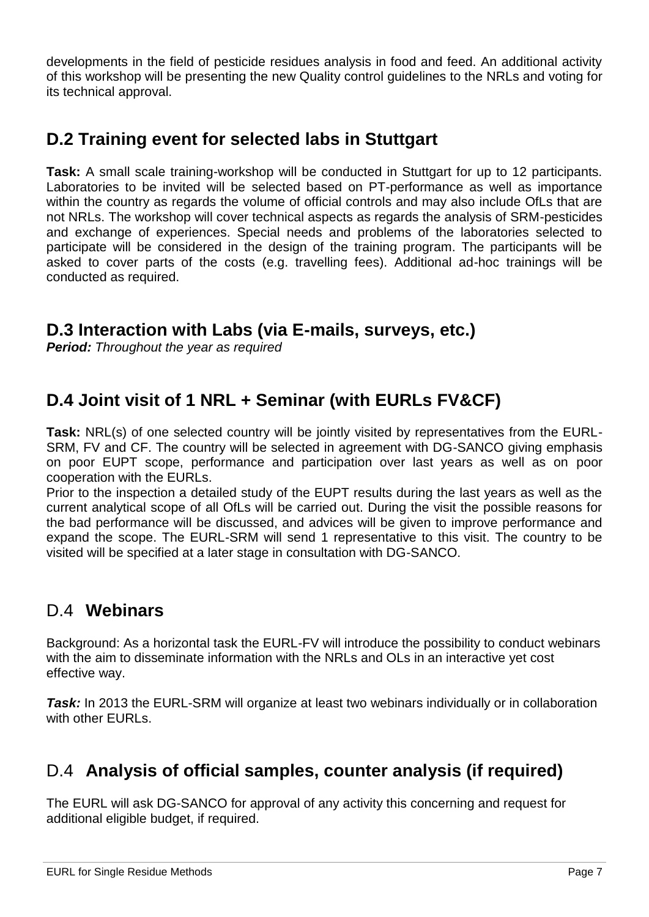developments in the field of pesticide residues analysis in food and feed. An additional activity of this workshop will be presenting the new Quality control guidelines to the NRLs and voting for its technical approval.

## D.2 Training event for selected labs in Stuttgart

**Task:** A small scale training-workshop will be conducted in Stuttgart for up to 12 participants. Laboratories to be invited will be selected based on PT-performance as well as importance within the country as regards the volume of official controls and may also include OfLs that are not NRLs. The workshop will cover technical aspects as regards the analysis of SRM-pesticides and exchange of experiences. Special needs and problems of the laboratories selected to participate will be considered in the design of the training program. The participants will be asked to cover parts of the costs (e.g. travelling fees). Additional ad-hoc trainings will be conducted as required.

## D.3 Interaction with Labs (via E-mails, surveys, etc.)

***Period:*** *Throughout the year as required*

## D.4 Joint visit of 1 NRL + Seminar (with EURLs FV&CF)

**Task:** NRL(s) of one selected country will be jointly visited by representatives from the EURL-SRM, FV and CF. The country will be selected in agreement with DG-SANCO giving emphasis on poor EUPT scope, performance and participation over last years as well as on poor cooperation with the EURLs.

Prior to the inspection a detailed study of the EUPT results during the last years as well as the current analytical scope of all OfLs will be carried out. During the visit the possible reasons for the bad performance will be discussed, and advices will be given to improve performance and expand the scope. The EURL-SRM will send 1 representative to this visit. The country to be visited will be specified at a later stage in consultation with DG-SANCO.

## D.4 **Webinars**

Background: As a horizontal task the EURL-FV will introduce the possibility to conduct webinars with the aim to disseminate information with the NRLs and OLs in an interactive yet cost effective way.

***Task:*** In 2013 the EURL-SRM will organize at least two webinars individually or in collaboration with other EURLs.

## D.4 **Analysis of official samples, counter analysis (if required)**

The EURL will ask DG-SANCO for approval of any activity this concerning and request for additional eligible budget, if required.